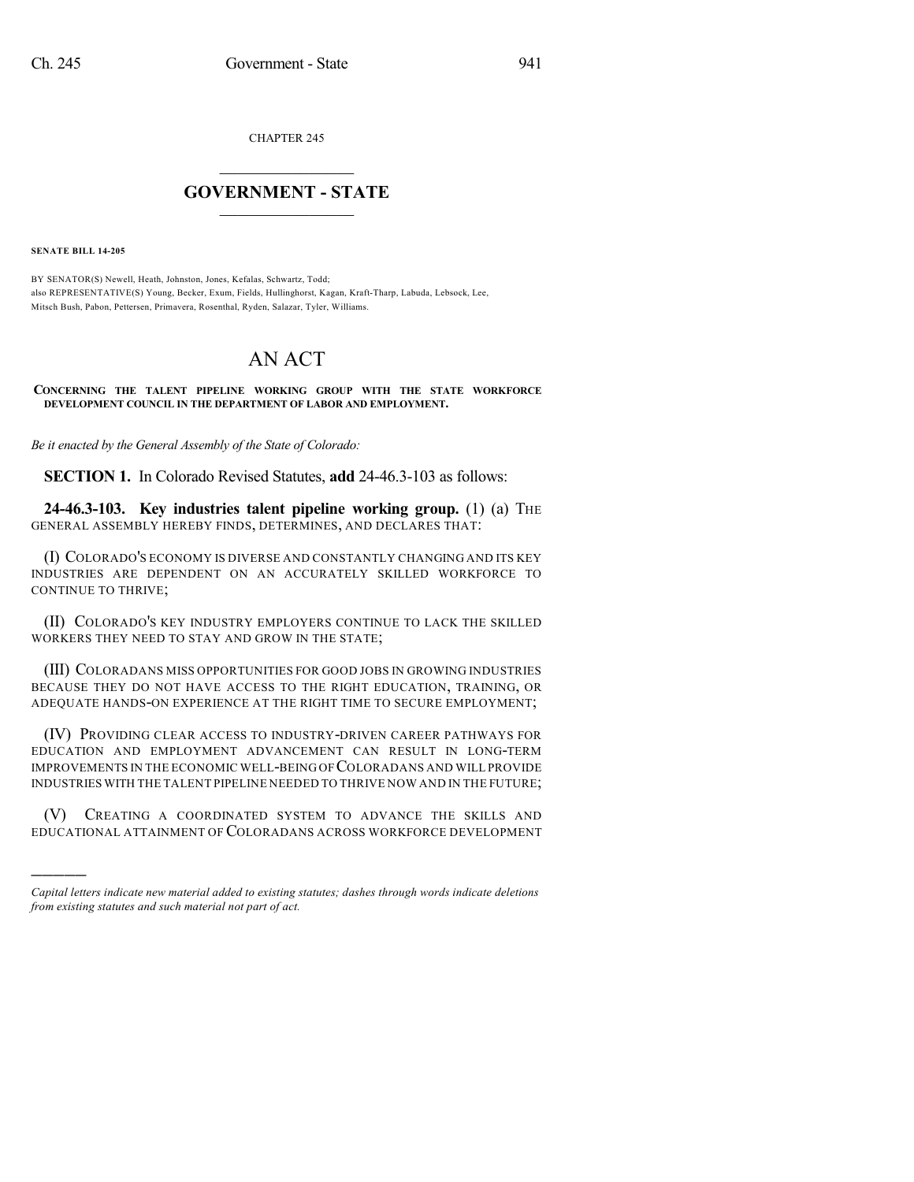CHAPTER 245

# GOVERNMENT - STATE

**SENATE BILL 14-205**

BY SENATOR(S) Newell, Heath, Johnston, Jones, Kefalas, Schwartz, Todd;
also REPRESENTATIVE(S) Young, Becker, Exum, Fields, Hullinghorst, Kagan, Kraft-Tharp, Labuda, Lebsock, Lee, Mitsch Bush, Pabon, Pettersen, Primavera, Rosenthal, Ryden, Salazar, Tyler, Williams.

# AN ACT

**CONCERNING THE TALENT PIPELINE WORKING GROUP WITH THE STATE WORKFORCE DEVELOPMENT COUNCIL IN THE DEPARTMENT OF LABOR AND EMPLOYMENT.**

*Be it enacted by the General Assembly of the State of Colorado:*

**SECTION 1.** In Colorado Revised Statutes, **add** 24-46.3-103 as follows:

**24-46.3-103. Key industries talent pipeline working group.** (1) (a) THE GENERAL ASSEMBLY HEREBY FINDS, DETERMINES, AND DECLARES THAT:

(I) COLORADO'S ECONOMY IS DIVERSE AND CONSTANTLY CHANGING AND ITS KEY INDUSTRIES ARE DEPENDENT ON AN ACCURATELY SKILLED WORKFORCE TO CONTINUE TO THRIVE;

(II) COLORADO'S KEY INDUSTRY EMPLOYERS CONTINUE TO LACK THE SKILLED WORKERS THEY NEED TO STAY AND GROW IN THE STATE;

(III) COLORADANS MISS OPPORTUNITIES FOR GOOD JOBS IN GROWING INDUSTRIES BECAUSE THEY DO NOT HAVE ACCESS TO THE RIGHT EDUCATION, TRAINING, OR ADEQUATE HANDS-ON EXPERIENCE AT THE RIGHT TIME TO SECURE EMPLOYMENT;

(IV) PROVIDING CLEAR ACCESS TO INDUSTRY-DRIVEN CAREER PATHWAYS FOR EDUCATION AND EMPLOYMENT ADVANCEMENT CAN RESULT IN LONG-TERM IMPROVEMENTS IN THE ECONOMIC WELL-BEING OF COLORADANS AND WILL PROVIDE INDUSTRIES WITH THE TALENT PIPELINE NEEDED TO THRIVE NOW AND IN THE FUTURE;

(V) CREATING A COORDINATED SYSTEM TO ADVANCE THE SKILLS AND EDUCATIONAL ATTAINMENT OF COLORADANS ACROSS WORKFORCE DEVELOPMENT

---

*Capital letters indicate new material added to existing statutes; dashes through words indicate deletions from existing statutes and such material not part of act.*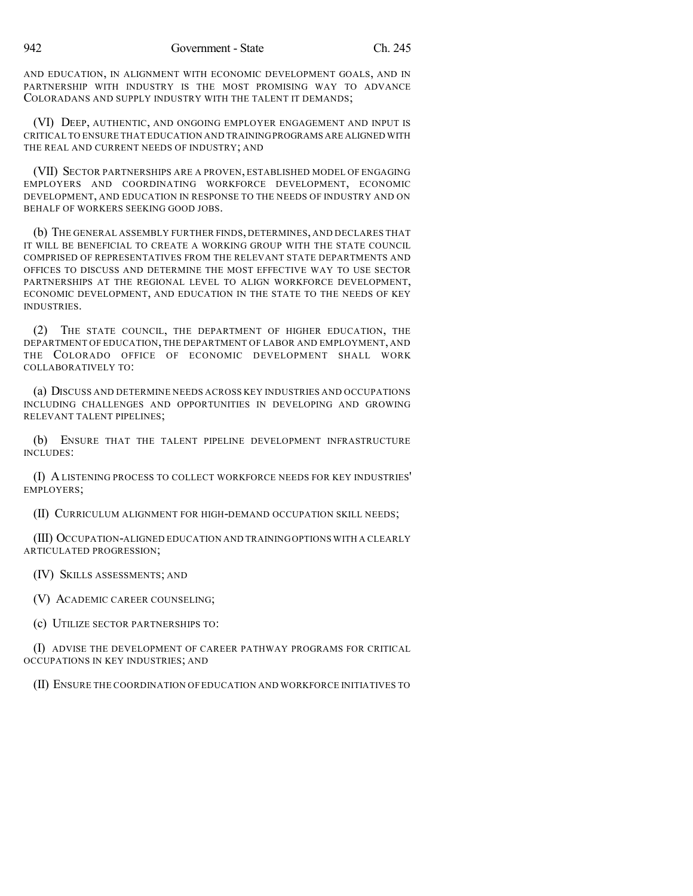AND EDUCATION, IN ALIGNMENT WITH ECONOMIC DEVELOPMENT GOALS, AND IN PARTNERSHIP WITH INDUSTRY IS THE MOST PROMISING WAY TO ADVANCE COLORADANS AND SUPPLY INDUSTRY WITH THE TALENT IT DEMANDS;

(VI) DEEP, AUTHENTIC, AND ONGOING EMPLOYER ENGAGEMENT AND INPUT IS CRITICAL TO ENSURE THAT EDUCATION AND TRAINING PROGRAMS ARE ALIGNED WITH THE REAL AND CURRENT NEEDS OF INDUSTRY; AND

(VII) SECTOR PARTNERSHIPS ARE A PROVEN, ESTABLISHED MODEL OF ENGAGING EMPLOYERS AND COORDINATING WORKFORCE DEVELOPMENT, ECONOMIC DEVELOPMENT, AND EDUCATION IN RESPONSE TO THE NEEDS OF INDUSTRY AND ON BEHALF OF WORKERS SEEKING GOOD JOBS.

(b) THE GENERAL ASSEMBLY FURTHER FINDS, DETERMINES, AND DECLARES THAT IT WILL BE BENEFICIAL TO CREATE A WORKING GROUP WITH THE STATE COUNCIL COMPRISED OF REPRESENTATIVES FROM THE RELEVANT STATE DEPARTMENTS AND OFFICES TO DISCUSS AND DETERMINE THE MOST EFFECTIVE WAY TO USE SECTOR PARTNERSHIPS AT THE REGIONAL LEVEL TO ALIGN WORKFORCE DEVELOPMENT, ECONOMIC DEVELOPMENT, AND EDUCATION IN THE STATE TO THE NEEDS OF KEY INDUSTRIES.

(2) THE STATE COUNCIL, THE DEPARTMENT OF HIGHER EDUCATION, THE DEPARTMENT OF EDUCATION, THE DEPARTMENT OF LABOR AND EMPLOYMENT, AND THE COLORADO OFFICE OF ECONOMIC DEVELOPMENT SHALL WORK COLLABORATIVELY TO:

(a) DISCUSS AND DETERMINE NEEDS ACROSS KEY INDUSTRIES AND OCCUPATIONS INCLUDING CHALLENGES AND OPPORTUNITIES IN DEVELOPING AND GROWING RELEVANT TALENT PIPELINES;

(b) ENSURE THAT THE TALENT PIPELINE DEVELOPMENT INFRASTRUCTURE INCLUDES:

(I) A LISTENING PROCESS TO COLLECT WORKFORCE NEEDS FOR KEY INDUSTRIES' EMPLOYERS;

(II) CURRICULUM ALIGNMENT FOR HIGH-DEMAND OCCUPATION SKILL NEEDS;

(III) OCCUPATION-ALIGNED EDUCATION AND TRAINING OPTIONS WITH A CLEARLY ARTICULATED PROGRESSION;

(IV) SKILLS ASSESSMENTS; AND

(V) ACADEMIC CAREER COUNSELING;

(c) UTILIZE SECTOR PARTNERSHIPS TO:

(I) ADVISE THE DEVELOPMENT OF CAREER PATHWAY PROGRAMS FOR CRITICAL OCCUPATIONS IN KEY INDUSTRIES; AND

(II) ENSURE THE COORDINATION OF EDUCATION AND WORKFORCE INITIATIVES TO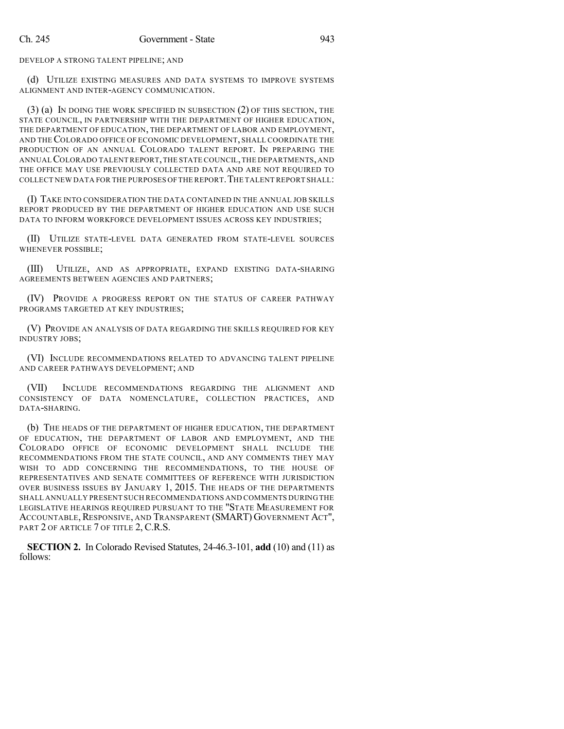DEVELOP A STRONG TALENT PIPELINE; AND

(d) UTILIZE EXISTING MEASURES AND DATA SYSTEMS TO IMPROVE SYSTEMS ALIGNMENT AND INTER-AGENCY COMMUNICATION.

(3) (a) IN DOING THE WORK SPECIFIED IN SUBSECTION (2) OF THIS SECTION, THE STATE COUNCIL, IN PARTNERSHIP WITH THE DEPARTMENT OF HIGHER EDUCATION, THE DEPARTMENT OF EDUCATION, THE DEPARTMENT OF LABOR AND EMPLOYMENT, AND THE COLORADO OFFICE OF ECONOMIC DEVELOPMENT, SHALL COORDINATE THE PRODUCTION OF AN ANNUAL COLORADO TALENT REPORT. IN PREPARING THE ANNUAL COLORADO TALENT REPORT, THE STATE COUNCIL, THE DEPARTMENTS, AND THE OFFICE MAY USE PREVIOUSLY COLLECTED DATA AND ARE NOT REQUIRED TO COLLECT NEW DATA FOR THE PURPOSES OF THE REPORT. THE TALENT REPORT SHALL:

(I) TAKE INTO CONSIDERATION THE DATA CONTAINED IN THE ANNUAL JOB SKILLS REPORT PRODUCED BY THE DEPARTMENT OF HIGHER EDUCATION AND USE SUCH DATA TO INFORM WORKFORCE DEVELOPMENT ISSUES ACROSS KEY INDUSTRIES;

(II) UTILIZE STATE-LEVEL DATA GENERATED FROM STATE-LEVEL SOURCES WHENEVER POSSIBLE;

(III) UTILIZE, AND AS APPROPRIATE, EXPAND EXISTING DATA-SHARING AGREEMENTS BETWEEN AGENCIES AND PARTNERS;

(IV) PROVIDE A PROGRESS REPORT ON THE STATUS OF CAREER PATHWAY PROGRAMS TARGETED AT KEY INDUSTRIES;

(V) PROVIDE AN ANALYSIS OF DATA REGARDING THE SKILLS REQUIRED FOR KEY INDUSTRY JOBS;

(VI) INCLUDE RECOMMENDATIONS RELATED TO ADVANCING TALENT PIPELINE AND CAREER PATHWAYS DEVELOPMENT; AND

(VII) INCLUDE RECOMMENDATIONS REGARDING THE ALIGNMENT AND CONSISTENCY OF DATA NOMENCLATURE, COLLECTION PRACTICES, AND DATA-SHARING.

(b) THE HEADS OF THE DEPARTMENT OF HIGHER EDUCATION, THE DEPARTMENT OF EDUCATION, THE DEPARTMENT OF LABOR AND EMPLOYMENT, AND THE COLORADO OFFICE OF ECONOMIC DEVELOPMENT SHALL INCLUDE THE RECOMMENDATIONS FROM THE STATE COUNCIL, AND ANY COMMENTS THEY MAY WISH TO ADD CONCERNING THE RECOMMENDATIONS, TO THE HOUSE OF REPRESENTATIVES AND SENATE COMMITTEES OF REFERENCE WITH JURISDICTION OVER BUSINESS ISSUES BY JANUARY 1, 2015. THE HEADS OF THE DEPARTMENTS SHALL ANNUALLY PRESENT SUCH RECOMMENDATIONS AND COMMENTS DURING THE LEGISLATIVE HEARINGS REQUIRED PURSUANT TO THE "STATE MEASUREMENT FOR ACCOUNTABLE, RESPONSIVE, AND TRANSPARENT (SMART) GOVERNMENT ACT", PART 2 OF ARTICLE 7 OF TITLE 2, C.R.S.

**SECTION 2.** In Colorado Revised Statutes, 24-46.3-101, **add** (10) and (11) as follows: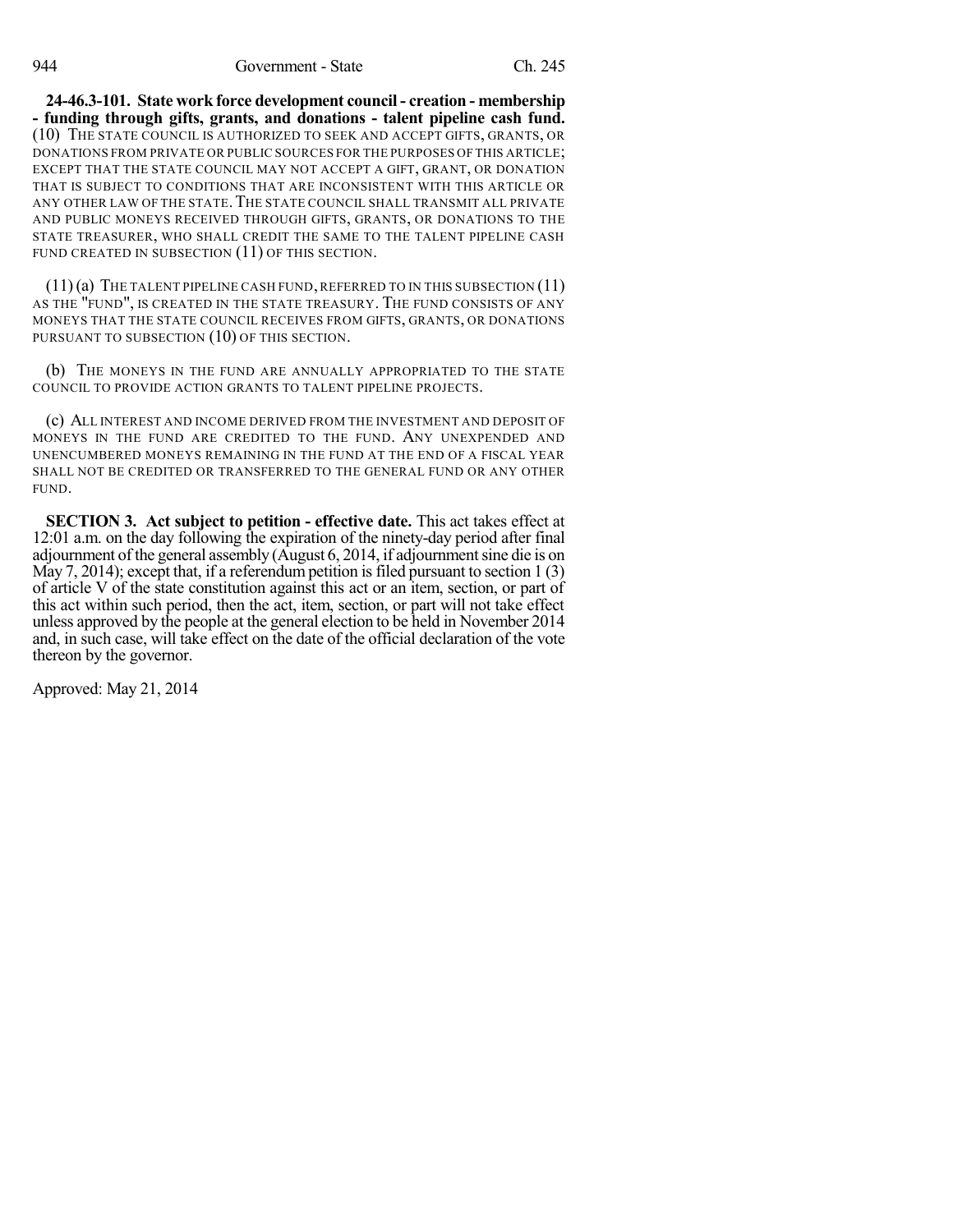**24-46.3-101. State work force development council - creation - membership - funding through gifts, grants, and donations - talent pipeline cash fund.** (10) THE STATE COUNCIL IS AUTHORIZED TO SEEK AND ACCEPT GIFTS, GRANTS, OR DONATIONS FROM PRIVATE OR PUBLIC SOURCES FOR THE PURPOSES OF THIS ARTICLE; EXCEPT THAT THE STATE COUNCIL MAY NOT ACCEPT A GIFT, GRANT, OR DONATION THAT IS SUBJECT TO CONDITIONS THAT ARE INCONSISTENT WITH THIS ARTICLE OR ANY OTHER LAW OF THE STATE. THE STATE COUNCIL SHALL TRANSMIT ALL PRIVATE AND PUBLIC MONEYS RECEIVED THROUGH GIFTS, GRANTS, OR DONATIONS TO THE STATE TREASURER, WHO SHALL CREDIT THE SAME TO THE TALENT PIPELINE CASH FUND CREATED IN SUBSECTION (11) OF THIS SECTION.

(11) (a) THE TALENT PIPELINE CASH FUND, REFERRED TO IN THIS SUBSECTION (11) AS THE "FUND", IS CREATED IN THE STATE TREASURY. THE FUND CONSISTS OF ANY MONEYS THAT THE STATE COUNCIL RECEIVES FROM GIFTS, GRANTS, OR DONATIONS PURSUANT TO SUBSECTION (10) OF THIS SECTION.

(b) THE MONEYS IN THE FUND ARE ANNUALLY APPROPRIATED TO THE STATE COUNCIL TO PROVIDE ACTION GRANTS TO TALENT PIPELINE PROJECTS.

(c) ALL INTEREST AND INCOME DERIVED FROM THE INVESTMENT AND DEPOSIT OF MONEYS IN THE FUND ARE CREDITED TO THE FUND. ANY UNEXPENDED AND UNENCUMBERED MONEYS REMAINING IN THE FUND AT THE END OF A FISCAL YEAR SHALL NOT BE CREDITED OR TRANSFERRED TO THE GENERAL FUND OR ANY OTHER FUND.

**SECTION 3. Act subject to petition - effective date.** This act takes effect at 12:01 a.m. on the day following the expiration of the ninety-day period after final adjournment of the general assembly (August 6, 2014, if adjournment sine die is on May 7, 2014); except that, if a referendum petition is filed pursuant to section 1 (3) of article V of the state constitution against this act or an item, section, or part of this act within such period, then the act, item, section, or part will not take effect unless approved by the people at the general election to be held in November 2014 and, in such case, will take effect on the date of the official declaration of the vote thereon by the governor.

Approved: May 21, 2014